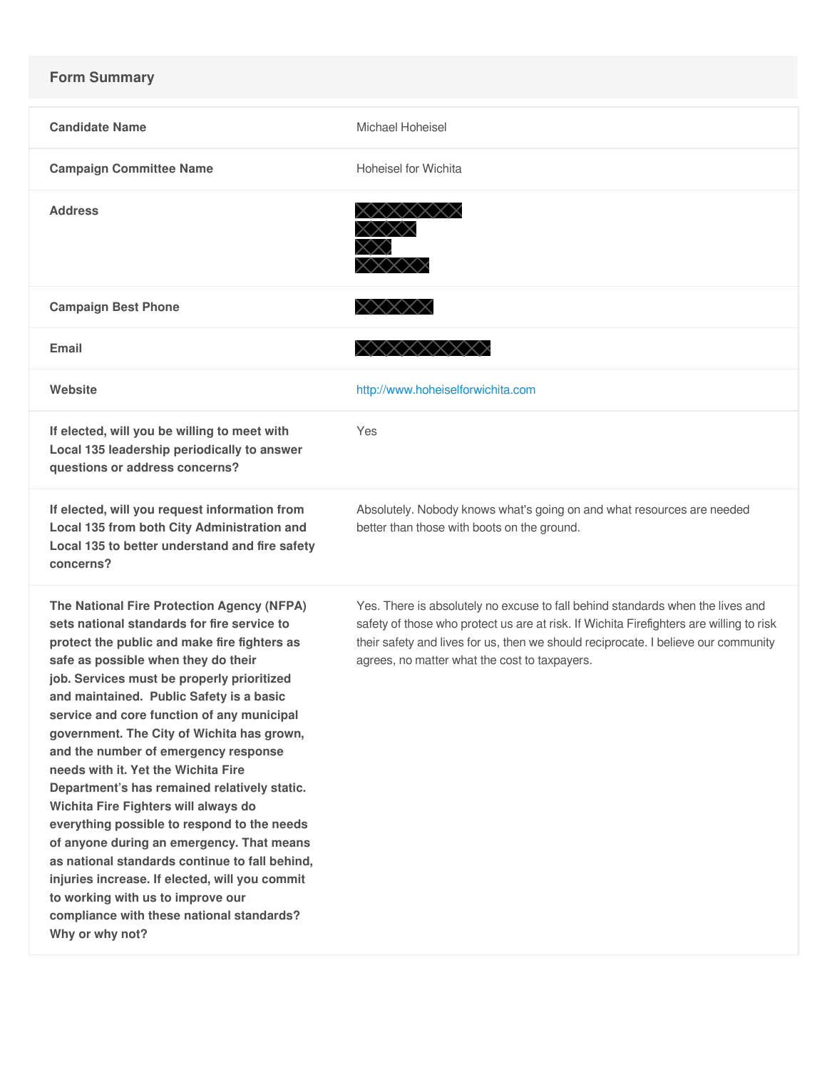## Form Summary

| | |
|---|---|
| **Candidate Name** | Michael Hoheisel |
| **Campaign Committee Name** | Hoheisel for Wichita |
| **Address** | [redacted] |
| **Campaign Best Phone** | [redacted] |
| **Email** | [redacted] |
| **Website** | http://www.hoheiselforwichita.com |
| **If elected, will you be willing to meet with Local 135 leadership periodically to answer questions or address concerns?** | Yes |
| **If elected, will you request information from Local 135 from both City Administration and Local 135 to better understand and fire safety concerns?** | Absolutely. Nobody knows what's going on and what resources are needed better than those with boots on the ground. |
| **The National Fire Protection Agency (NFPA) sets national standards for fire service to protect the public and make fire fighters as safe as possible when they do their job. Services must be properly prioritized and maintained. Public Safety is a basic service and core function of any municipal government. The City of Wichita has grown, and the number of emergency response needs with it. Yet the Wichita Fire Department's has remained relatively static. Wichita Fire Fighters will always do everything possible to respond to the needs of anyone during an emergency. That means as national standards continue to fall behind, injuries increase. If elected, will you commit to working with us to improve our compliance with these national standards? Why or why not?** | Yes. There is absolutely no excuse to fall behind standards when the lives and safety of those who protect us are at risk. If Wichita Firefighters are willing to risk their safety and lives for us, then we should reciprocate. I believe our community agrees, no matter what the cost to taxpayers. |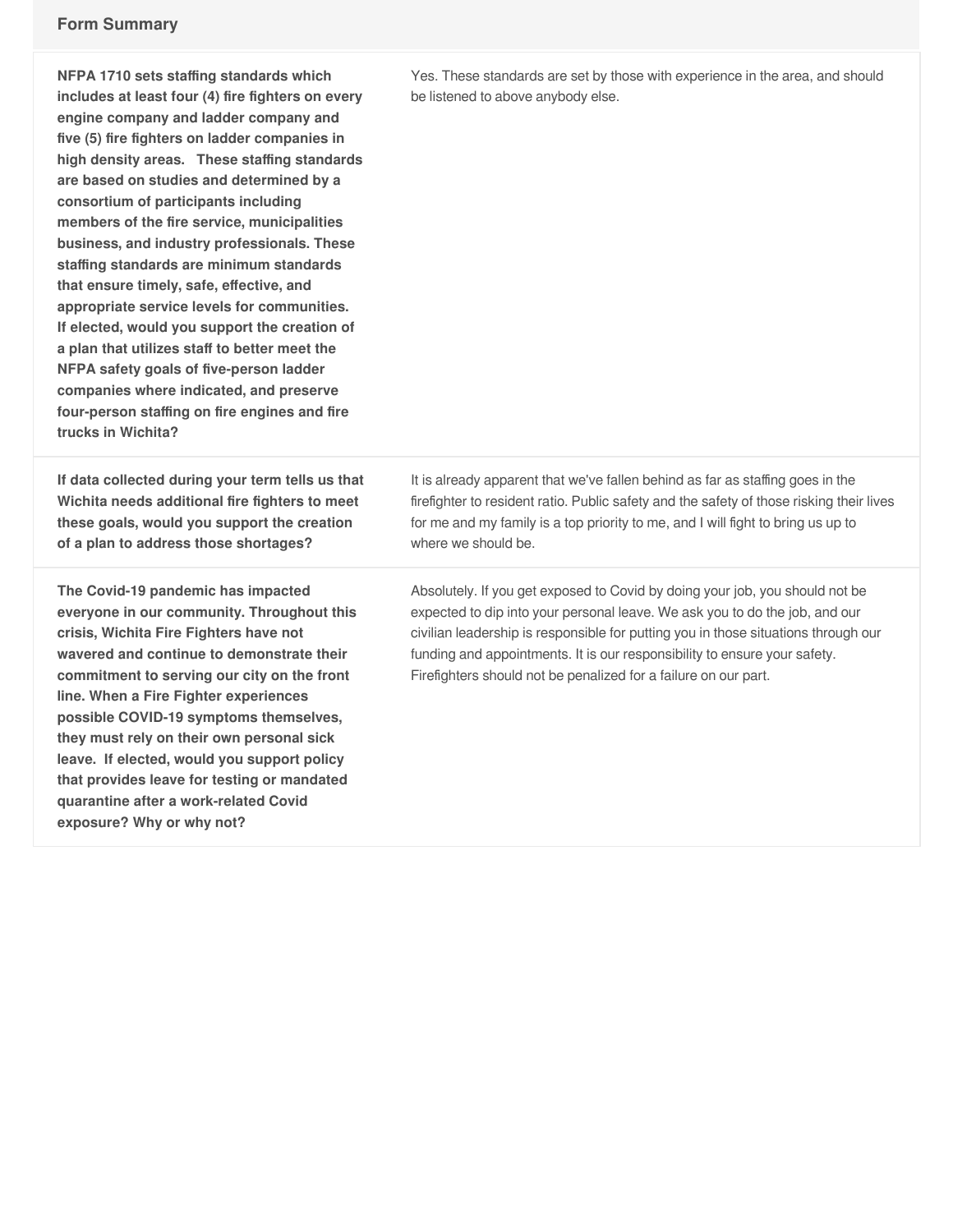## Form Summary

| Question | Response |
| --- | --- |
| **NFPA 1710 sets staffing standards which includes at least four (4) fire fighters on every engine company and ladder company and five (5) fire fighters on ladder companies in high density areas. These staffing standards are based on studies and determined by a consortium of participants including members of the fire service, municipalities business, and industry professionals. These staffing standards are minimum standards that ensure timely, safe, effective, and appropriate service levels for communities. If elected, would you support the creation of a plan that utilizes staff to better meet the NFPA safety goals of five-person ladder companies where indicated, and preserve four-person staffing on fire engines and fire trucks in Wichita?** | Yes. These standards are set by those with experience in the area, and should be listened to above anybody else. |
| **If data collected during your term tells us that Wichita needs additional fire fighters to meet these goals, would you support the creation of a plan to address those shortages?** | It is already apparent that we've fallen behind as far as staffing goes in the firefighter to resident ratio. Public safety and the safety of those risking their lives for me and my family is a top priority to me, and I will fight to bring us up to where we should be. |
| **The Covid-19 pandemic has impacted everyone in our community. Throughout this crisis, Wichita Fire Fighters have not wavered and continue to demonstrate their commitment to serving our city on the front line. When a Fire Fighter experiences possible COVID-19 symptoms themselves, they must rely on their own personal sick leave. If elected, would you support policy that provides leave for testing or mandated quarantine after a work-related Covid exposure? Why or why not?** | Absolutely. If you get exposed to Covid by doing your job, you should not be expected to dip into your personal leave. We ask you to do the job, and our civilian leadership is responsible for putting you in those situations through our funding and appointments. It is our responsibility to ensure your safety. Firefighters should not be penalized for a failure on our part. |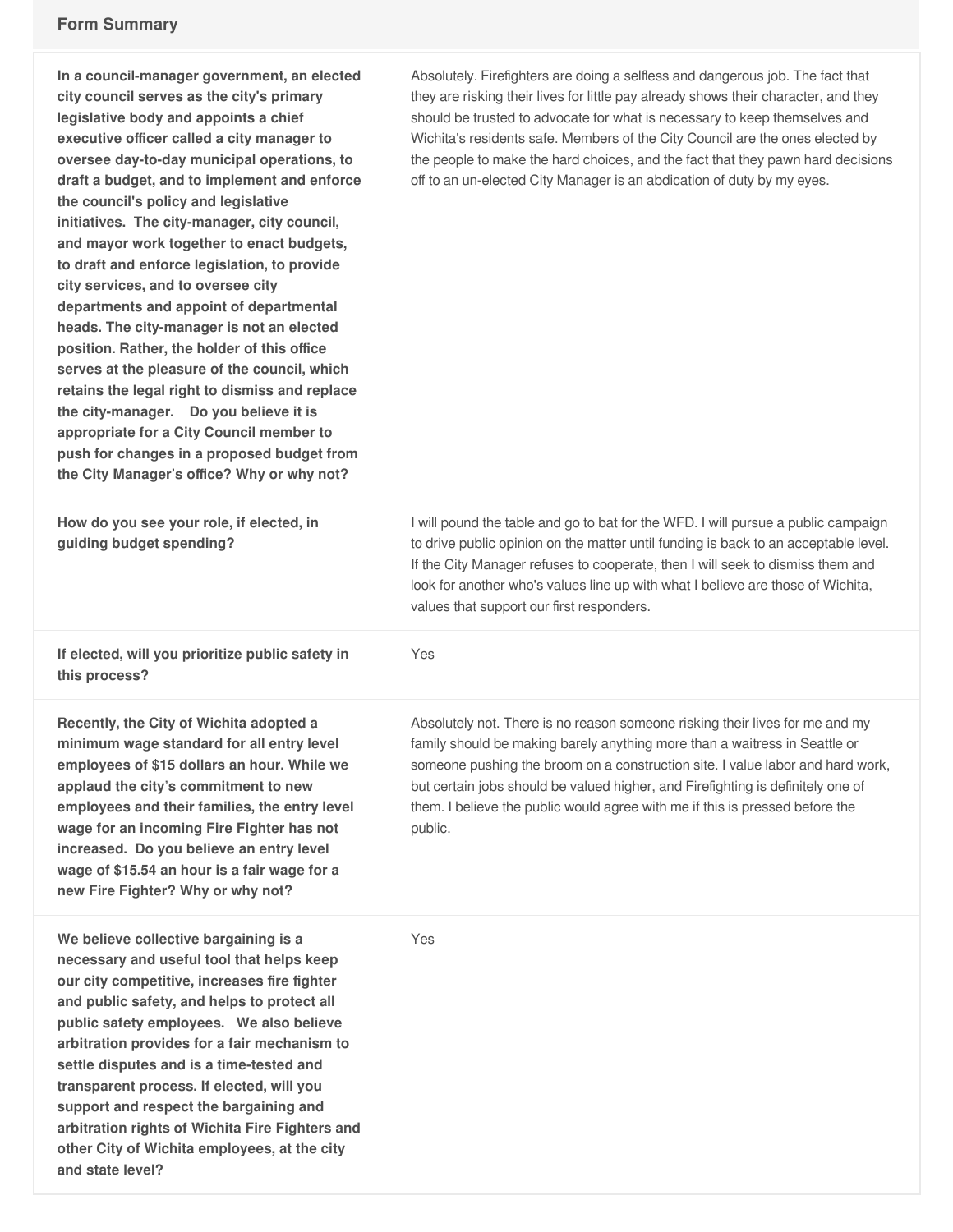## Form Summary

| | |
|---|---|
| **In a council-manager government, an elected city council serves as the city's primary legislative body and appoints a chief executive officer called a city manager to oversee day-to-day municipal operations, to draft a budget, and to implement and enforce the council's policy and legislative initiatives. The city-manager, city council, and mayor work together to enact budgets, to draft and enforce legislation, to provide city services, and to oversee city departments and appoint of departmental heads. The city-manager is not an elected position. Rather, the holder of this office serves at the pleasure of the council, which retains the legal right to dismiss and replace the city-manager. Do you believe it is appropriate for a City Council member to push for changes in a proposed budget from the City Manager's office? Why or why not?** | Absolutely. Firefighters are doing a selfless and dangerous job. The fact that they are risking their lives for little pay already shows their character, and they should be trusted to advocate for what is necessary to keep themselves and Wichita's residents safe. Members of the City Council are the ones elected by the people to make the hard choices, and the fact that they pawn hard decisions off to an un-elected City Manager is an abdication of duty by my eyes. |
| **How do you see your role, if elected, in guiding budget spending?** | I will pound the table and go to bat for the WFD. I will pursue a public campaign to drive public opinion on the matter until funding is back to an acceptable level. If the City Manager refuses to cooperate, then I will seek to dismiss them and look for another who's values line up with what I believe are those of Wichita, values that support our first responders. |
| **If elected, will you prioritize public safety in this process?** | Yes |
| **Recently, the City of Wichita adopted a minimum wage standard for all entry level employees of $15 dollars an hour. While we applaud the city's commitment to new employees and their families, the entry level wage for an incoming Fire Fighter has not increased. Do you believe an entry level wage of $15.54 an hour is a fair wage for a new Fire Fighter? Why or why not?** | Absolutely not. There is no reason someone risking their lives for me and my family should be making barely anything more than a waitress in Seattle or someone pushing the broom on a construction site. I value labor and hard work, but certain jobs should be valued higher, and Firefighting is definitely one of them. I believe the public would agree with me if this is pressed before the public. |
| **We believe collective bargaining is a necessary and useful tool that helps keep our city competitive, increases fire fighter and public safety, and helps to protect all public safety employees. We also believe arbitration provides for a fair mechanism to settle disputes and is a time-tested and transparent process. If elected, will you support and respect the bargaining and arbitration rights of Wichita Fire Fighters and other City of Wichita employees, at the city and state level?** | Yes |